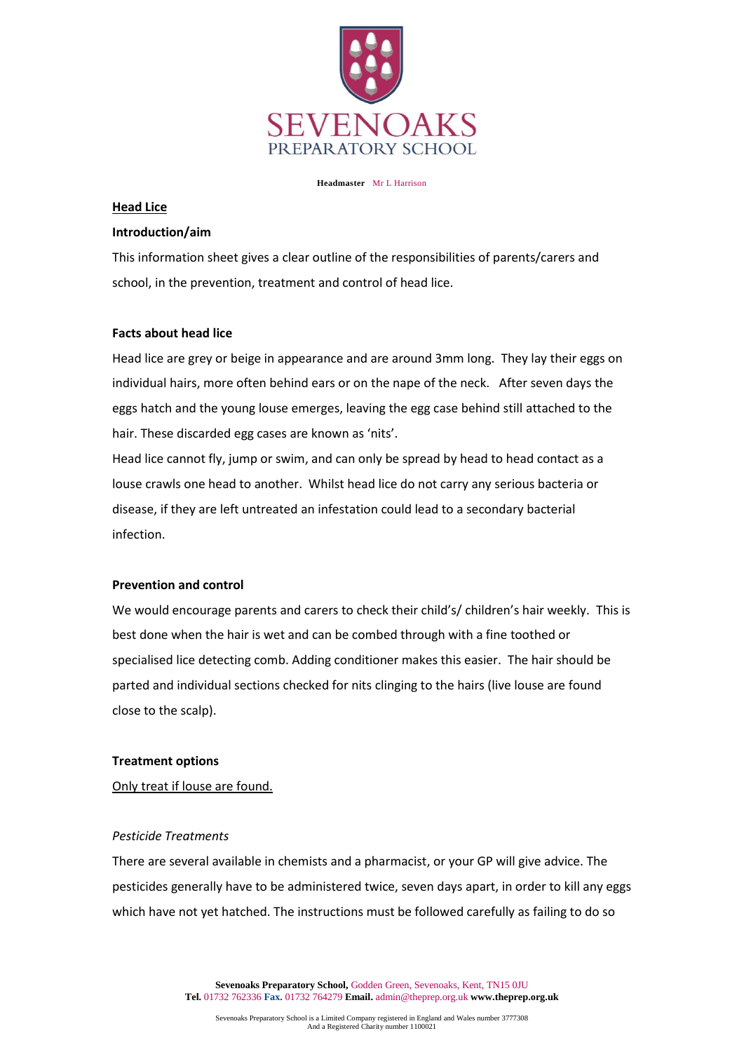SEVENOAKS
PREPARATORY SCHOOL

**Headmaster** Mr L Harrison

## Head Lice

### Introduction/aim

This information sheet gives a clear outline of the responsibilities of parents/carers and school, in the prevention, treatment and control of head lice.

### Facts about head lice

Head lice are grey or beige in appearance and are around 3mm long. They lay their eggs on individual hairs, more often behind ears or on the nape of the neck. After seven days the eggs hatch and the young louse emerges, leaving the egg case behind still attached to the hair. These discarded egg cases are known as 'nits'.

Head lice cannot fly, jump or swim, and can only be spread by head to head contact as a louse crawls one head to another. Whilst head lice do not carry any serious bacteria or disease, if they are left untreated an infestation could lead to a secondary bacterial infection.

### Prevention and control

We would encourage parents and carers to check their child's/ children's hair weekly. This is best done when the hair is wet and can be combed through with a fine toothed or specialised lice detecting comb. Adding conditioner makes this easier. The hair should be parted and individual sections checked for nits clinging to the hairs (live louse are found close to the scalp).

### Treatment options

Only treat if louse are found.

*Pesticide Treatments*

There are several available in chemists and a pharmacist, or your GP will give advice. The pesticides generally have to be administered twice, seven days apart, in order to kill any eggs which have not yet hatched. The instructions must be followed carefully as failing to do so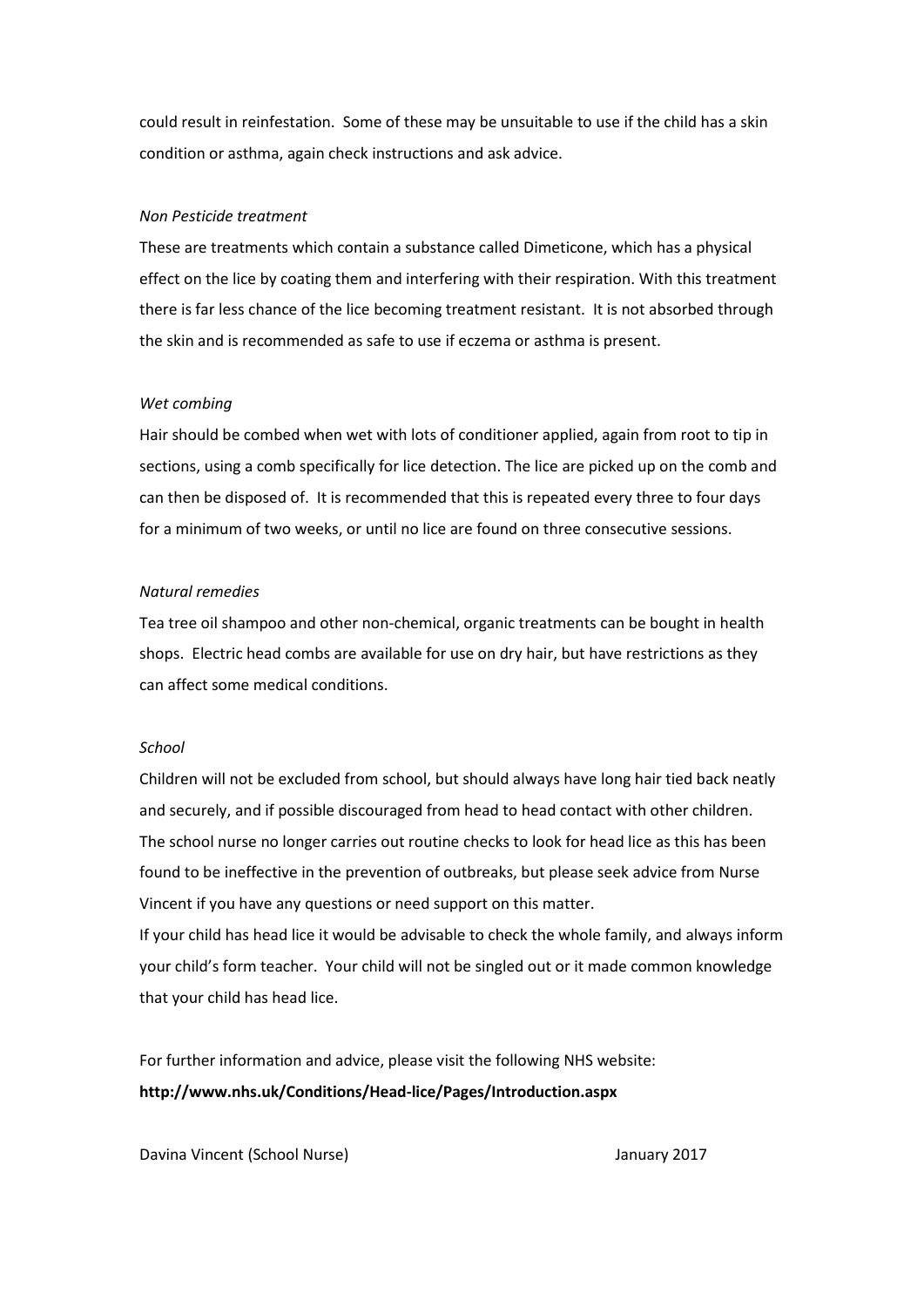could result in reinfestation. Some of these may be unsuitable to use if the child has a skin condition or asthma, again check instructions and ask advice.

*Non Pesticide treatment*

These are treatments which contain a substance called Dimeticone, which has a physical effect on the lice by coating them and interfering with their respiration. With this treatment there is far less chance of the lice becoming treatment resistant. It is not absorbed through the skin and is recommended as safe to use if eczema or asthma is present.

*Wet combing*

Hair should be combed when wet with lots of conditioner applied, again from root to tip in sections, using a comb specifically for lice detection. The lice are picked up on the comb and can then be disposed of. It is recommended that this is repeated every three to four days for a minimum of two weeks, or until no lice are found on three consecutive sessions.

*Natural remedies*

Tea tree oil shampoo and other non-chemical, organic treatments can be bought in health shops. Electric head combs are available for use on dry hair, but have restrictions as they can affect some medical conditions.

*School*

Children will not be excluded from school, but should always have long hair tied back neatly and securely, and if possible discouraged from head to head contact with other children. The school nurse no longer carries out routine checks to look for head lice as this has been found to be ineffective in the prevention of outbreaks, but please seek advice from Nurse Vincent if you have any questions or need support on this matter.

If your child has head lice it would be advisable to check the whole family, and always inform your child's form teacher. Your child will not be singled out or it made common knowledge that your child has head lice.

For further information and advice, please visit the following NHS website:

**http://www.nhs.uk/Conditions/Head-lice/Pages/Introduction.aspx**

Davina Vincent (School Nurse) January 2017